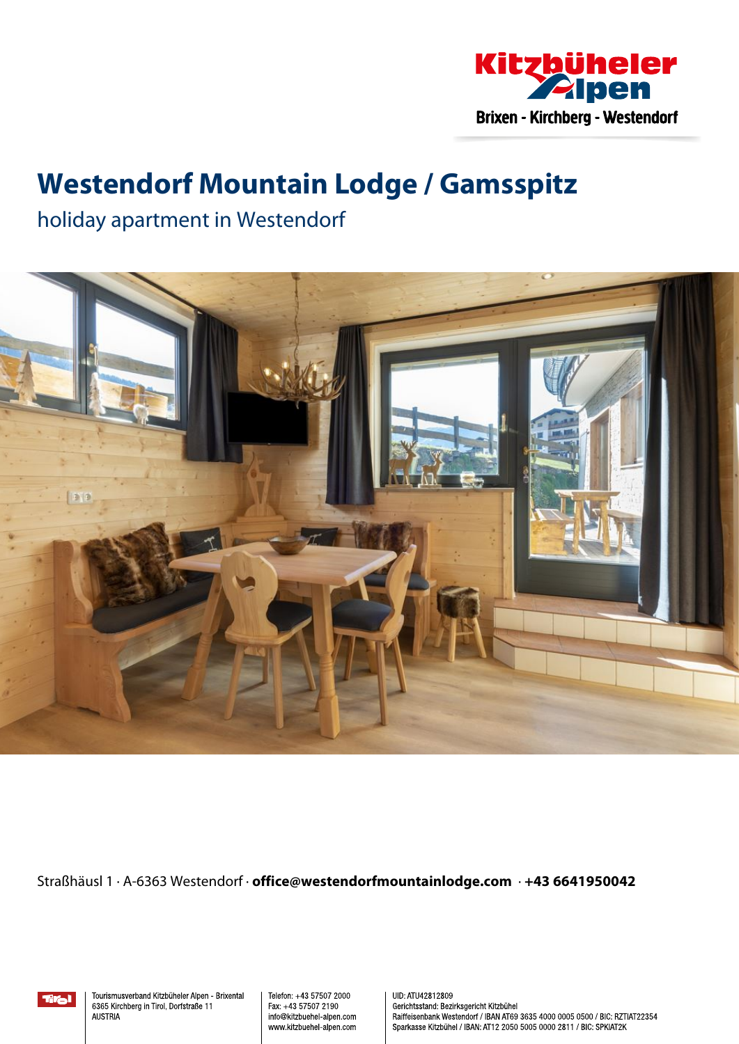# Westendorf Mountain Lodge / Gamsspitz

holiday apartment in Westendorf

Straßhäusl 1 · A-6363 Westendorf · **office@westendorfmountainlodge.com** · **+43 6641950042**

Tourismusverband Kitzbüheler Alpen - Brixental
6365 Kirchberg in Tirol, Dorfstraße 11
AUSTRIA

Telefon: +43 57507 2000
Fax: +43 57507 2190
info@kitzbuehel-alpen.com
www.kitzbuehel-alpen.com

UID: ATU42812809
Gerichtsstand: Bezirksgericht Kitzbühel
Raiffeisenbank Westendorf / IBAN AT69 3635 4000 0005 0500 / BIC: RZTIAT22354
Sparkasse Kitzbühel / IBAN: AT12 2050 5005 0000 2811 / BIC: SPKIAT2K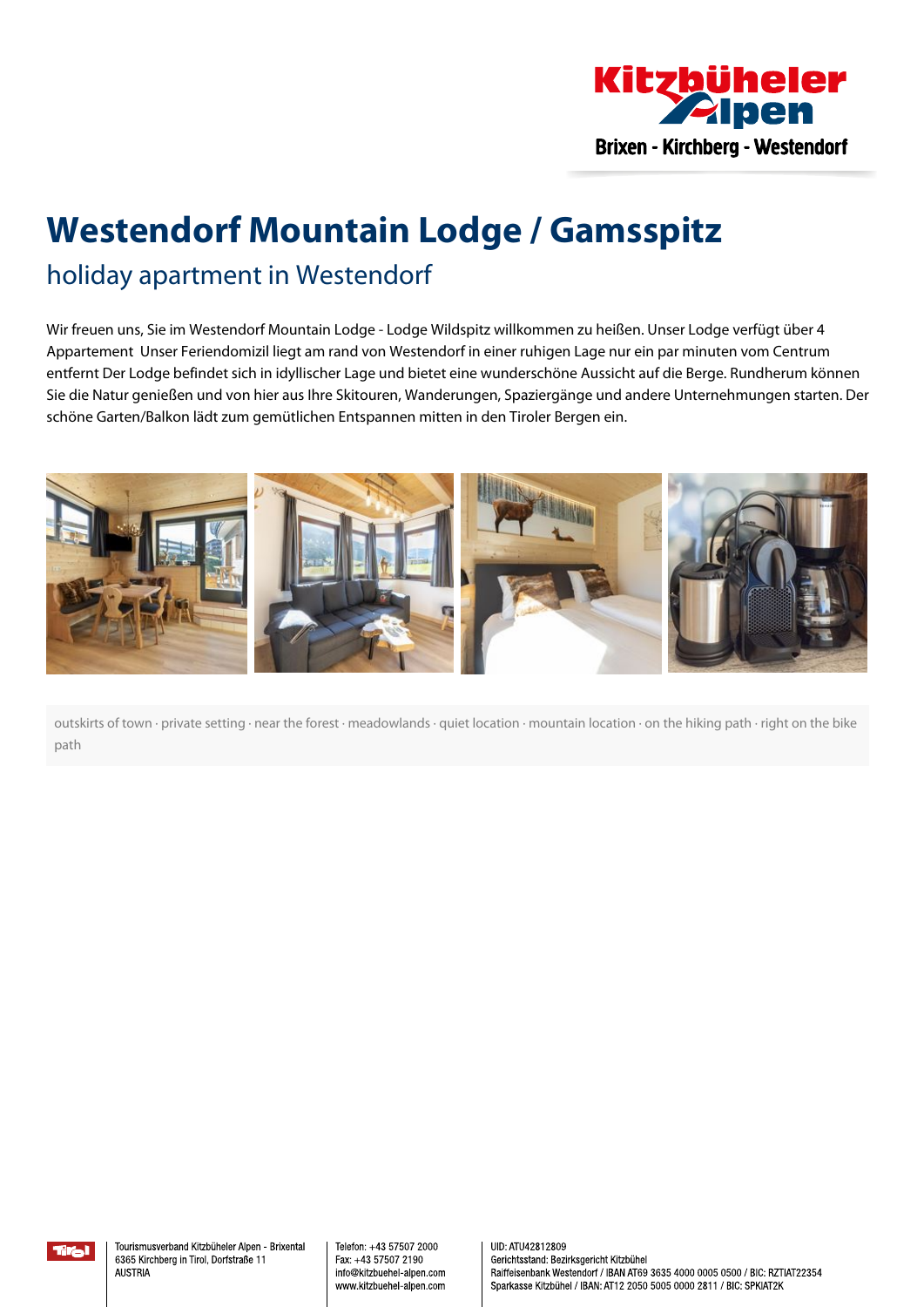# Westendorf Mountain Lodge / Gamsspitz

## holiday apartment in Westendorf

Wir freuen uns, Sie im Westendorf Mountain Lodge - Lodge Wildspitz willkommen zu heißen. Unser Lodge verfügt über 4 Appartement  Unser Feriendomizil liegt am rand von Westendorf in einer ruhigen Lage nur ein par minuten vom Centrum entfernt Der Lodge befindet sich in idyllischer Lage und bietet eine wunderschöne Aussicht auf die Berge. Rundherum können Sie die Natur genießen und von hier aus Ihre Skitouren, Wanderungen, Spaziergänge und andere Unternehmungen starten. Der schöne Garten/Balkon lädt zum gemütlichen Entspannen mitten in den Tiroler Bergen ein.

outskirts of town · private setting · near the forest · meadowlands · quiet location · mountain location · on the hiking path · right on the bike path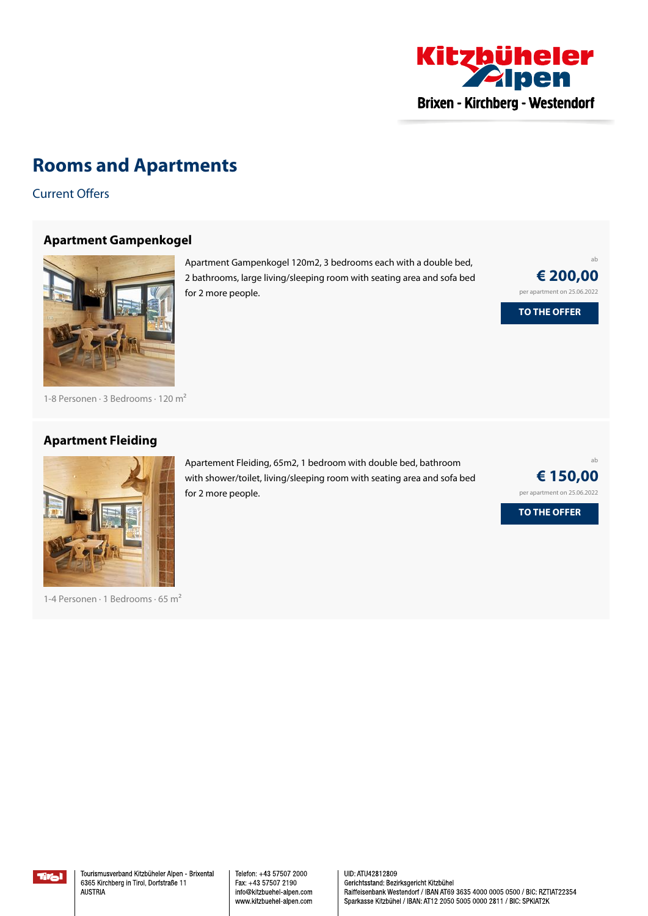# Rooms and Apartments

Current Offers

## Apartment Gampenkogel

Apartment Gampenkogel 120m2, 3 bedrooms each with a double bed, 2 bathrooms, large living/sleeping room with seating area and sofa bed for 2 more people.

ab

**€ 200,00**

per apartment on 25.06.2022

TO THE OFFER

1-8 Personen · 3 Bedrooms · 120 m²

## Apartment Fleiding

Apartement Fleiding, 65m2, 1 bedroom with double bed, bathroom with shower/toilet, living/sleeping room with seating area and sofa bed for 2 more people.

ab

**€ 150,00**

per apartment on 25.06.2022

TO THE OFFER

1-4 Personen · 1 Bedrooms · 65 m²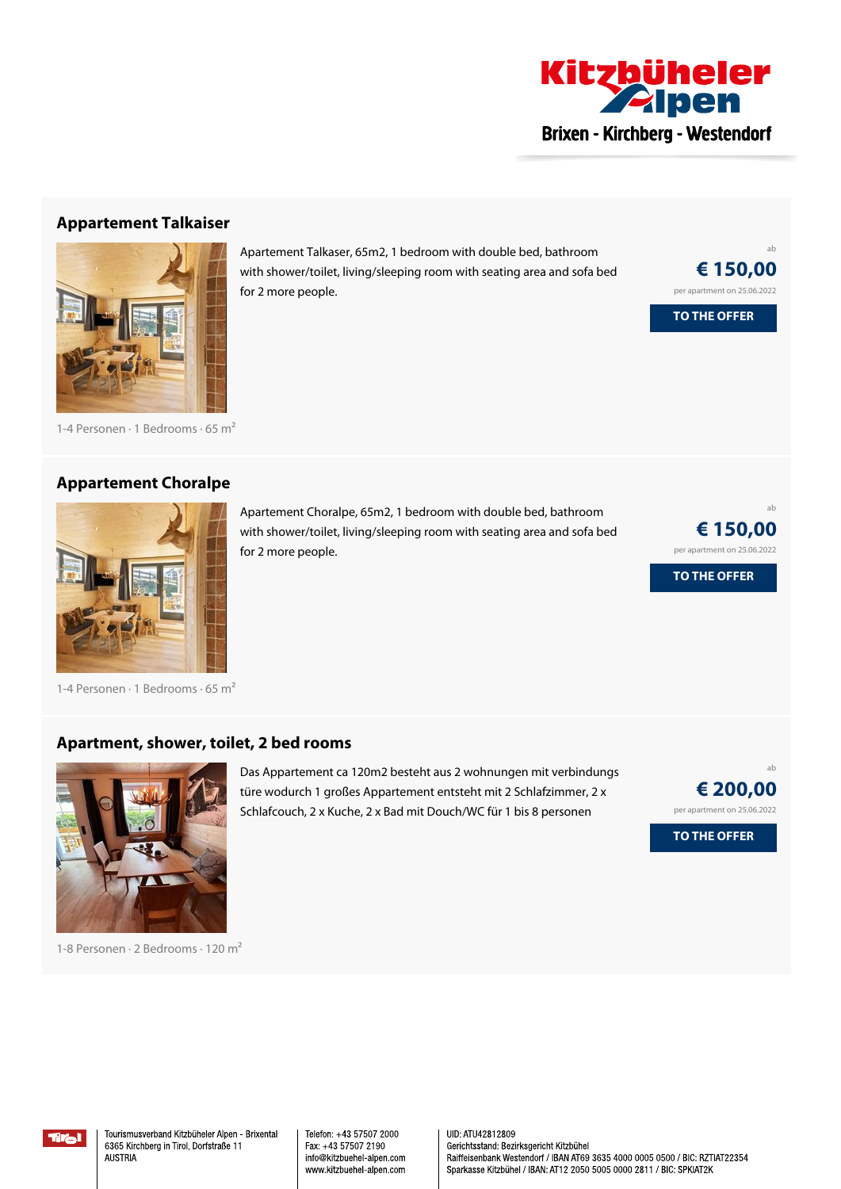## Appartement Talkaiser

Apartement Talkaser, 65m2, 1 bedroom with double bed, bathroom with shower/toilet, living/sleeping room with seating area and sofa bed for 2 more people.

ab

**€ 150,00**

per apartment on 25.06.2022

**TO THE OFFER**

1-4 Personen · 1 Bedrooms · 65 m²

## Appartement Choralpe

Apartement Choralpe, 65m2, 1 bedroom with double bed, bathroom with shower/toilet, living/sleeping room with seating area and sofa bed for 2 more people.

ab

**€ 150,00**

per apartment on 25.06.2022

**TO THE OFFER**

1-4 Personen · 1 Bedrooms · 65 m²

## Apartment, shower, toilet, 2 bed rooms

Das Appartement ca 120m2 besteht aus 2 wohnungen mit verbindungs türe wodurch 1 großes Appartement entsteht mit 2 Schlafzimmer, 2 x Schlafcouch, 2 x Kuche, 2 x Bad mit Douch/WC für 1 bis 8 personen

ab

**€ 200,00**

per apartment on 25.06.2022

**TO THE OFFER**

1-8 Personen · 2 Bedrooms · 120 m²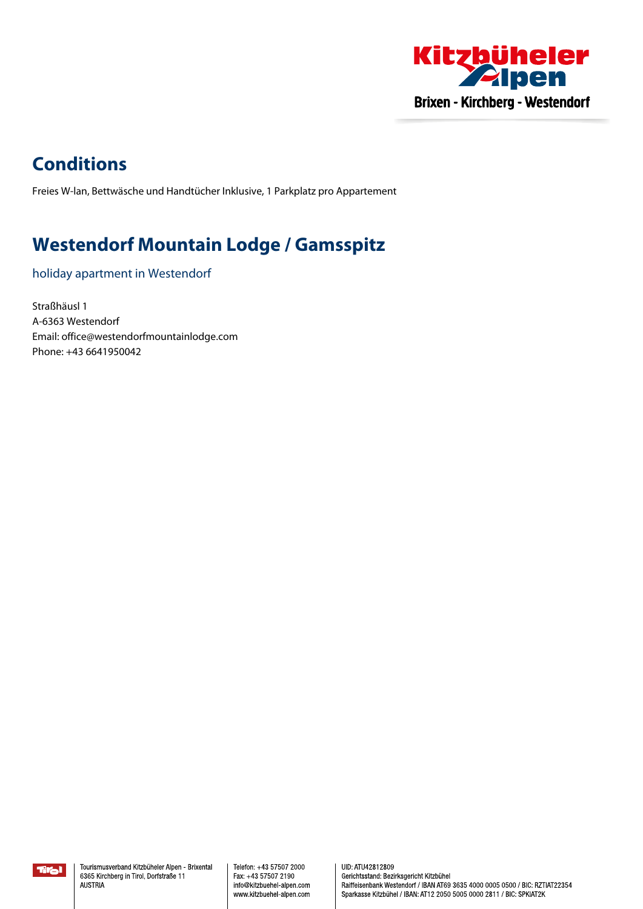## Conditions

Freies W-lan, Bettwäsche und Handtücher Inklusive, 1 Parkplatz pro Appartement

## Westendorf Mountain Lodge / Gamsspitz

holiday apartment in Westendorf

Straßhäusl 1
A-6363 Westendorf
Email: office@westendorfmountainlodge.com
Phone: +43 6641950042